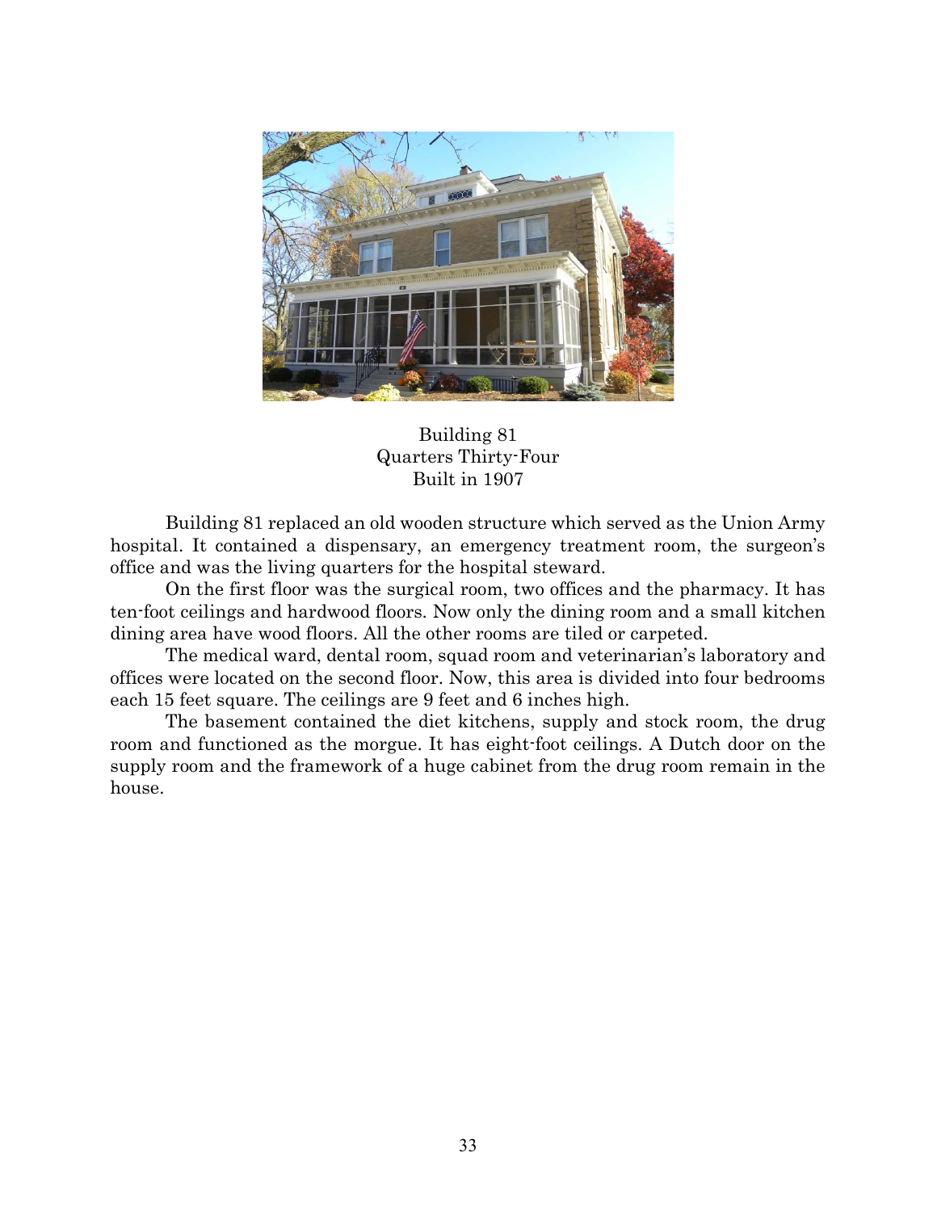Building 81
Quarters Thirty-Four
Built in 1907

Building 81 replaced an old wooden structure which served as the Union Army hospital. It contained a dispensary, an emergency treatment room, the surgeon's office and was the living quarters for the hospital steward.

On the first floor was the surgical room, two offices and the pharmacy. It has ten-foot ceilings and hardwood floors. Now only the dining room and a small kitchen dining area have wood floors. All the other rooms are tiled or carpeted.

The medical ward, dental room, squad room and veterinarian's laboratory and offices were located on the second floor. Now, this area is divided into four bedrooms each 15 feet square. The ceilings are 9 feet and 6 inches high.

The basement contained the diet kitchens, supply and stock room, the drug room and functioned as the morgue. It has eight-foot ceilings. A Dutch door on the supply room and the framework of a huge cabinet from the drug room remain in the house.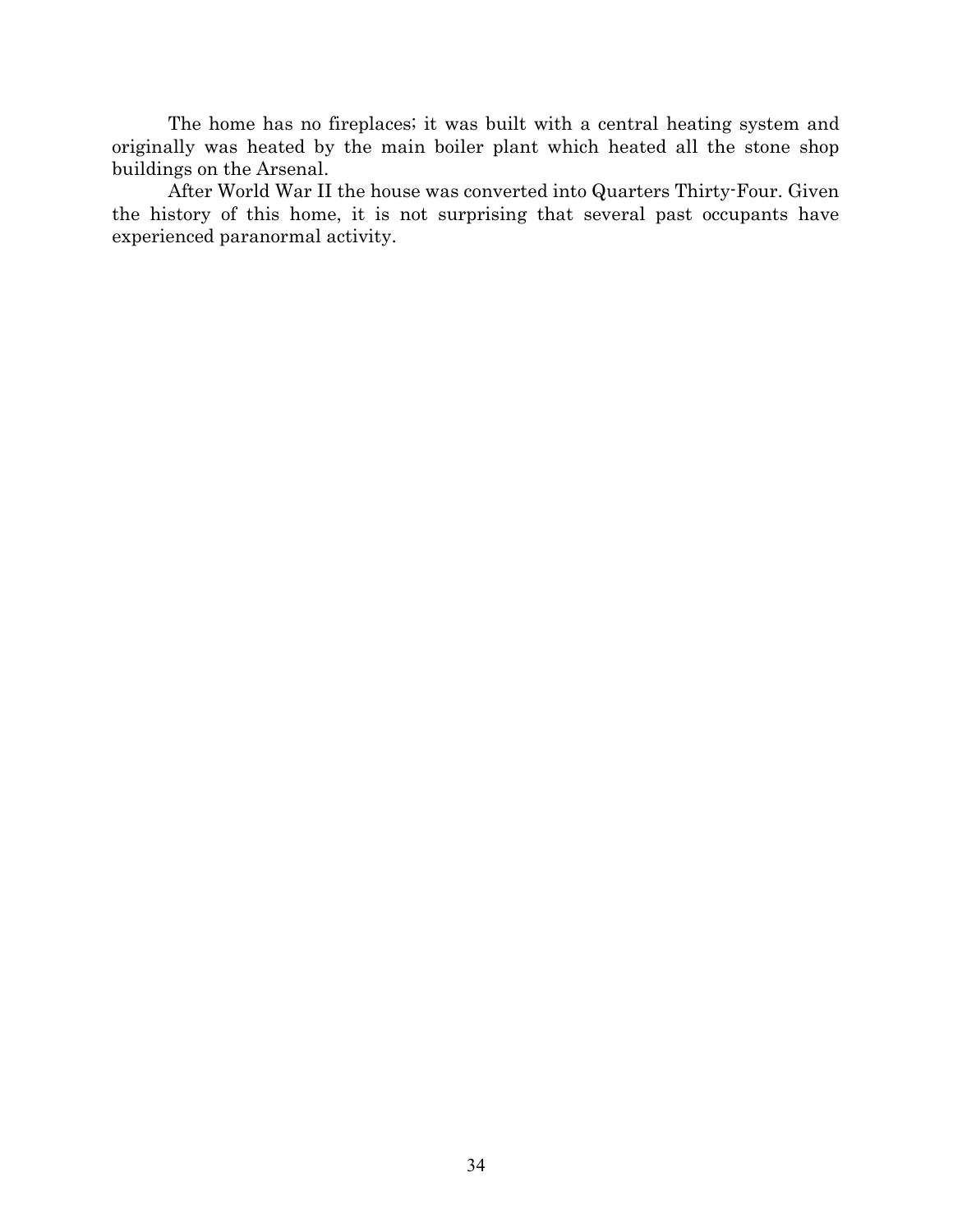The home has no fireplaces; it was built with a central heating system and originally was heated by the main boiler plant which heated all the stone shop buildings on the Arsenal.

After World War II the house was converted into Quarters Thirty-Four. Given the history of this home, it is not surprising that several past occupants have experienced paranormal activity.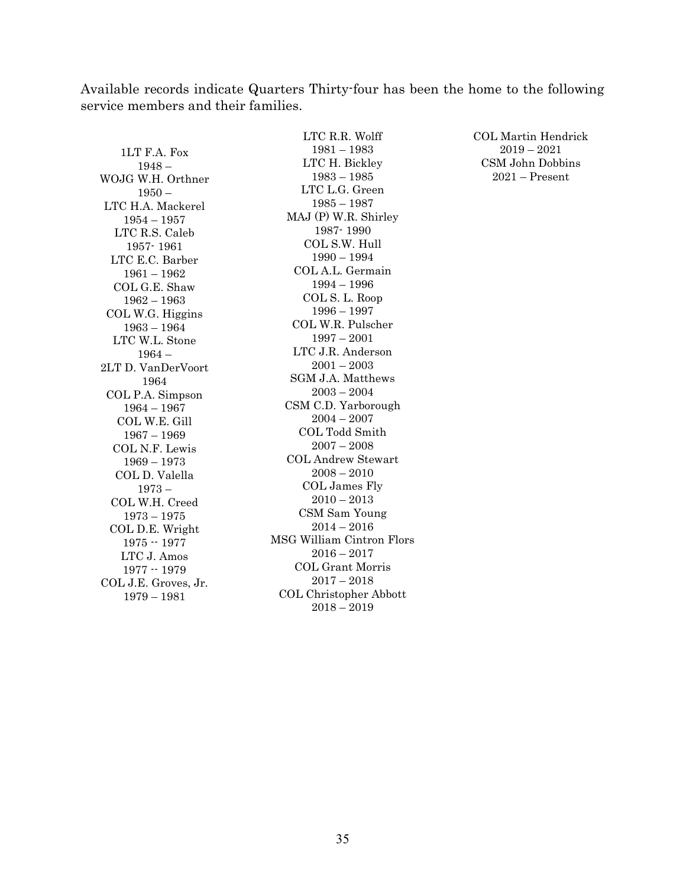Available records indicate Quarters Thirty-four has been the home to the following service members and their families.

1LT F.A. Fox
1948 –
WOJG W.H. Orthner
1950 –
LTC H.A. Mackerel
1954 – 1957
LTC R.S. Caleb
1957- 1961
LTC E.C. Barber
1961 – 1962
COL G.E. Shaw
1962 – 1963
COL W.G. Higgins
1963 – 1964
LTC W.L. Stone
1964 –
2LT D. VanDerVoort
1964
COL P.A. Simpson
1964 – 1967
COL W.E. Gill
1967 – 1969
COL N.F. Lewis
1969 – 1973
COL D. Valella
1973 –
COL W.H. Creed
1973 – 1975
COL D.E. Wright
1975 -- 1977
LTC J. Amos
1977 -- 1979
COL J.E. Groves, Jr.
1979 – 1981

LTC R.R. Wolff
1981 – 1983
LTC H. Bickley
1983 – 1985
LTC L.G. Green
1985 – 1987
MAJ (P) W.R. Shirley
1987- 1990
COL S.W. Hull
1990 – 1994
COL A.L. Germain
1994 – 1996
COL S. L. Roop
1996 – 1997
COL W.R. Pulscher
1997 – 2001
LTC J.R. Anderson
2001 – 2003
SGM J.A. Matthews
2003 – 2004
CSM C.D. Yarborough
2004 – 2007
COL Todd Smith
2007 – 2008
COL Andrew Stewart
2008 – 2010
COL James Fly
2010 – 2013
CSM Sam Young
2014 – 2016
MSG William Cintron Flors
2016 – 2017
COL Grant Morris
2017 – 2018
COL Christopher Abbott
2018 – 2019

COL Martin Hendrick
2019 – 2021
CSM John Dobbins
2021 – Present